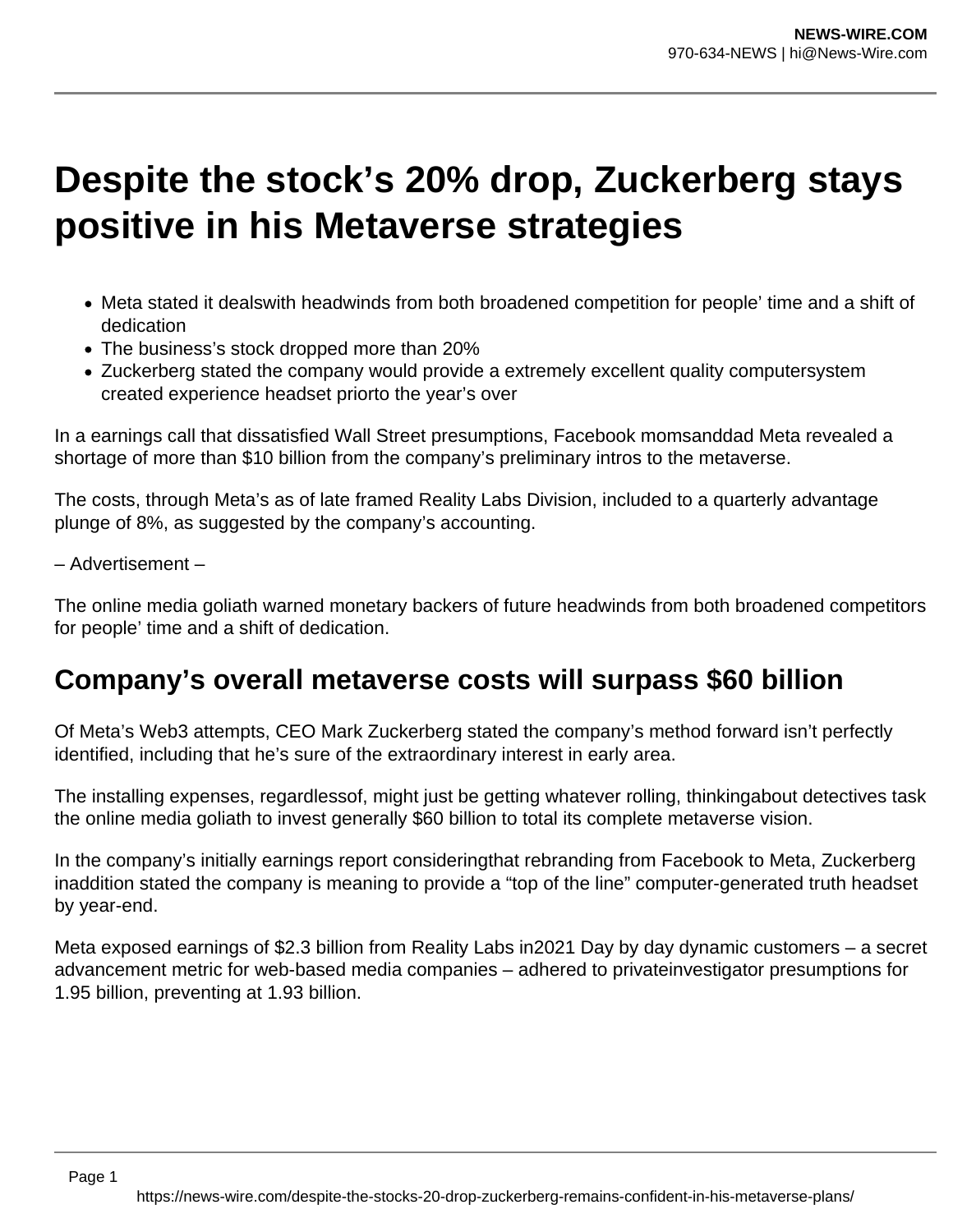# Despite the stock's 20% drop, Zuckerberg stays positive in his Metaverse strategies

- Meta stated it dealswith headwinds from both broadened competition for people' time and a shift of dedication
- The business's stock dropped more than 20%
- Zuckerberg stated the company would provide a extremely excellent quality computersystem created experience headset priorto the year's over

In a earnings call that dissatisfied Wall Street presumptions, Facebook momsanddad Meta revealed a shortage of more than $10 billion from the company's preliminary intros to the metaverse.

The costs, through Meta's as of late framed Reality Labs Division, included to a quarterly advantage plunge of 8%, as suggested by the company's accounting.

– Advertisement –

The online media goliath warned monetary backers of future headwinds from both broadened competitors for people' time and a shift of dedication.

## Company's overall metaverse costs will surpass $60 billion

Of Meta's Web3 attempts, CEO Mark Zuckerberg stated the company's method forward isn't perfectly identified, including that he's sure of the extraordinary interest in early area.

The installing expenses, regardlessof, might just be getting whatever rolling, thinkingabout detectives task the online media goliath to invest generally $60 billion to total its complete metaverse vision.

In the company's initially earnings report consideringthat rebranding from Facebook to Meta, Zuckerberg inaddition stated the company is meaning to provide a "top of the line" computer-generated truth headset by year-end.

Meta exposed earnings of $2.3 billion from Reality Labs in2021 Day by day dynamic customers – a secret advancement metric for web-based media companies – adhered to privateinvestigator presumptions for 1.95 billion, preventing at 1.93 billion.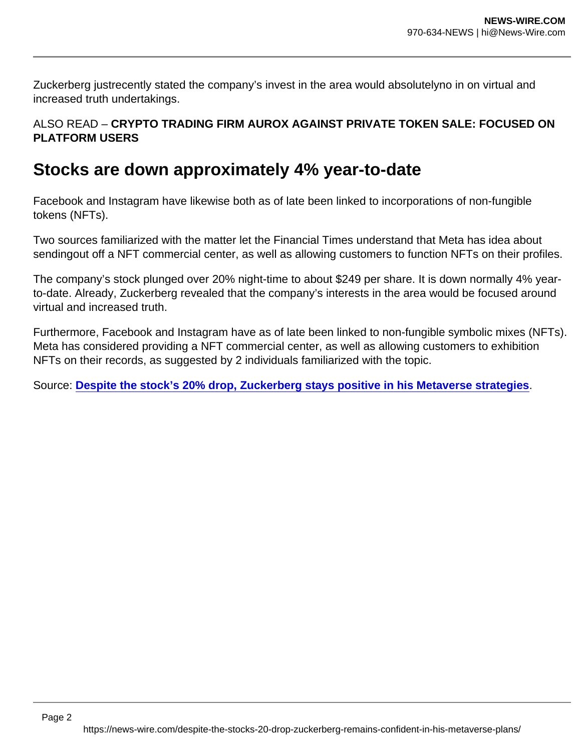Zuckerberg justrecently stated the company's invest in the area would absolutelyno in on virtual and increased truth undertakings.

ALSO READ – **CRYPTO TRADING FIRM AUROX AGAINST PRIVATE TOKEN SALE: FOCUSED ON PLATFORM USERS**

## Stocks are down approximately 4% year-to-date

Facebook and Instagram have likewise both as of late been linked to incorporations of non-fungible tokens (NFTs).

Two sources familiarized with the matter let the Financial Times understand that Meta has idea about sendingout off a NFT commercial center, as well as allowing customers to function NFTs on their profiles.

The company's stock plunged over 20% night-time to about $249 per share. It is down normally 4% year-to-date. Already, Zuckerberg revealed that the company's interests in the area would be focused around virtual and increased truth.

Furthermore, Facebook and Instagram have as of late been linked to non-fungible symbolic mixes (NFTs). Meta has considered providing a NFT commercial center, as well as allowing customers to exhibition NFTs on their records, as suggested by 2 individuals familiarized with the topic.

Source: **Despite the stock's 20% drop, Zuckerberg stays positive in his Metaverse strategies**.